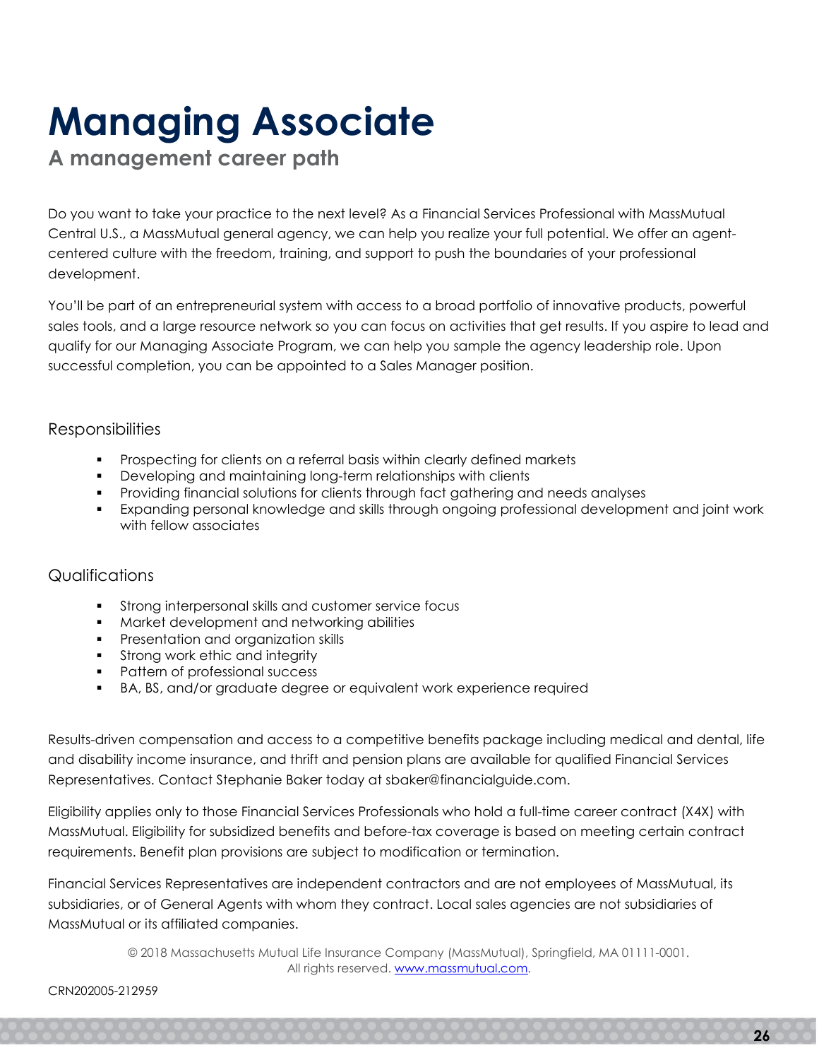# Managing Associate

## A management career path

Do you want to take your practice to the next level? As a Financial Services Professional with MassMutual Central U.S., a MassMutual general agency, we can help you realize your full potential. We offer an agent-centered culture with the freedom, training, and support to push the boundaries of your professional development.

You'll be part of an entrepreneurial system with access to a broad portfolio of innovative products, powerful sales tools, and a large resource network so you can focus on activities that get results. If you aspire to lead and qualify for our Managing Associate Program, we can help you sample the agency leadership role. Upon successful completion, you can be appointed to a Sales Manager position.

### Responsibilities

- Prospecting for clients on a referral basis within clearly defined markets
- Developing and maintaining long-term relationships with clients
- Providing financial solutions for clients through fact gathering and needs analyses
- Expanding personal knowledge and skills through ongoing professional development and joint work with fellow associates

### Qualifications

- Strong interpersonal skills and customer service focus
- Market development and networking abilities
- Presentation and organization skills
- Strong work ethic and integrity
- Pattern of professional success
- BA, BS, and/or graduate degree or equivalent work experience required

Results-driven compensation and access to a competitive benefits package including medical and dental, life and disability income insurance, and thrift and pension plans are available for qualified Financial Services Representatives. Contact Stephanie Baker today at sbaker@financialguide.com.

Eligibility applies only to those Financial Services Professionals who hold a full-time career contract (X4X) with MassMutual. Eligibility for subsidized benefits and before-tax coverage is based on meeting certain contract requirements. Benefit plan provisions are subject to modification or termination.

Financial Services Representatives are independent contractors and are not employees of MassMutual, its subsidiaries, or of General Agents with whom they contract. Local sales agencies are not subsidiaries of MassMutual or its affiliated companies.

© 2018 Massachusetts Mutual Life Insurance Company (MassMutual), Springfield, MA 01111-0001.
All rights reserved. www.massmutual.com.

CRN202005-212959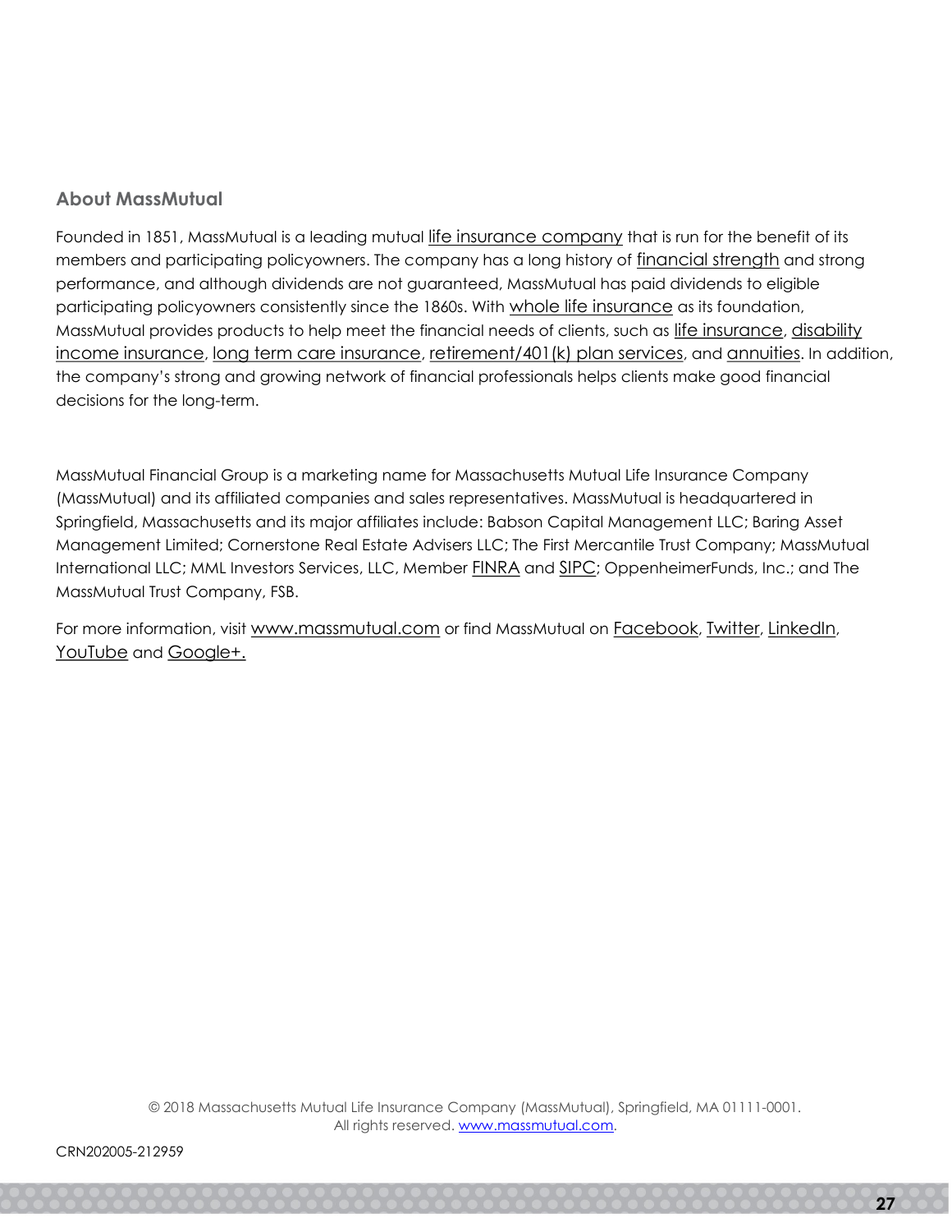## About MassMutual

Founded in 1851, MassMutual is a leading mutual life insurance company that is run for the benefit of its members and participating policyowners. The company has a long history of financial strength and strong performance, and although dividends are not guaranteed, MassMutual has paid dividends to eligible participating policyowners consistently since the 1860s. With whole life insurance as its foundation, MassMutual provides products to help meet the financial needs of clients, such as life insurance, disability income insurance, long term care insurance, retirement/401(k) plan services, and annuities. In addition, the company's strong and growing network of financial professionals helps clients make good financial decisions for the long-term.

MassMutual Financial Group is a marketing name for Massachusetts Mutual Life Insurance Company (MassMutual) and its affiliated companies and sales representatives. MassMutual is headquartered in Springfield, Massachusetts and its major affiliates include: Babson Capital Management LLC; Baring Asset Management Limited; Cornerstone Real Estate Advisers LLC; The First Mercantile Trust Company; MassMutual International LLC; MML Investors Services, LLC, Member FINRA and SIPC; OppenheimerFunds, Inc.; and The MassMutual Trust Company, FSB.

For more information, visit www.massmutual.com or find MassMutual on Facebook, Twitter, LinkedIn, YouTube and Google+.

© 2018 Massachusetts Mutual Life Insurance Company (MassMutual), Springfield, MA 01111-0001.
All rights reserved. www.massmutual.com.

CRN202005-212959